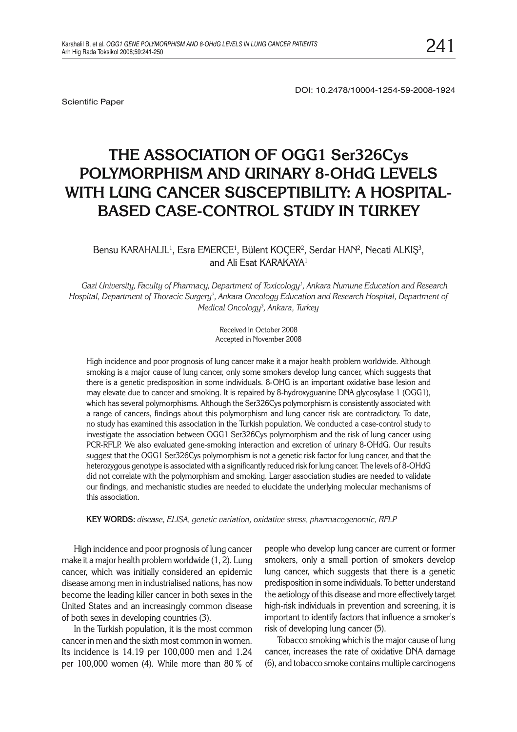DOI: 10.2478/10004-1254-59-2008-1924

Scientific Paper

# THE ASSOCIATION OF OGG1 Ser326Cys POLYMORPHISM AND URINARY 8-OHdG LEVELS WITH LUNG CANCER SUSCEPTIBILITY: A HOSPITAL-BASED CASE-CONTROL STUDY IN TURKEY

Bensu KARAHALIL[1], Esra EMERCE[1], Bülent KOÇER[2], Serdar HAN[2], Necati ALKIŞ[3], and Ali Esat KARAKAYA[1]

*Gazi University, Faculty of Pharmacy, Department of Toxicology[1], Ankara Numune Education and Research Hospital, Department of Thoracic Surgery[2], Ankara Oncology Education and Research Hospital, Department of Medical Oncology[3], Ankara, Turkey*

Received in October 2008
Accepted in November 2008

High incidence and poor prognosis of lung cancer make it a major health problem worldwide. Although smoking is a major cause of lung cancer, only some smokers develop lung cancer, which suggests that there is a genetic predisposition in some individuals. 8-OHG is an important oxidative base lesion and may elevate due to cancer and smoking. It is repaired by 8-hydroxyguanine DNA glycosylase 1 (OGG1), which has several polymorphisms. Although the Ser326Cys polymorphism is consistently associated with a range of cancers, findings about this polymorphism and lung cancer risk are contradictory. To date, no study has examined this association in the Turkish population. We conducted a case-control study to investigate the association between OGG1 Ser326Cys polymorphism and the risk of lung cancer using PCR-RFLP. We also evaluated gene-smoking interaction and excretion of urinary 8-OHdG. Our results suggest that the OGG1 Ser326Cys polymorphism is not a genetic risk factor for lung cancer, and that the heterozygous genotype is associated with a significantly reduced risk for lung cancer. The levels of 8-OHdG did not correlate with the polymorphism and smoking. Larger association studies are needed to validate our findings, and mechanistic studies are needed to elucidate the underlying molecular mechanisms of this association.

**KEY WORDS:** *disease, ELISA, genetic variation, oxidative stress, pharmacogenomic, RFLP*

High incidence and poor prognosis of lung cancer make it a major health problem worldwide (1, 2). Lung cancer, which was initially considered an epidemic disease among men in industrialised nations, has now become the leading killer cancer in both sexes in the United States and an increasingly common disease of both sexes in developing countries (3).

In the Turkish population, it is the most common cancer in men and the sixth most common in women. Its incidence is 14.19 per 100,000 men and 1.24 per 100,000 women (4). While more than 80 % of people who develop lung cancer are current or former smokers, only a small portion of smokers develop lung cancer, which suggests that there is a genetic predisposition in some individuals. To better understand the aetiology of this disease and more effectively target high-risk individuals in prevention and screening, it is important to identify factors that influence a smoker's risk of developing lung cancer (5).

Tobacco smoking which is the major cause of lung cancer, increases the rate of oxidative DNA damage (6), and tobacco smoke contains multiple carcinogens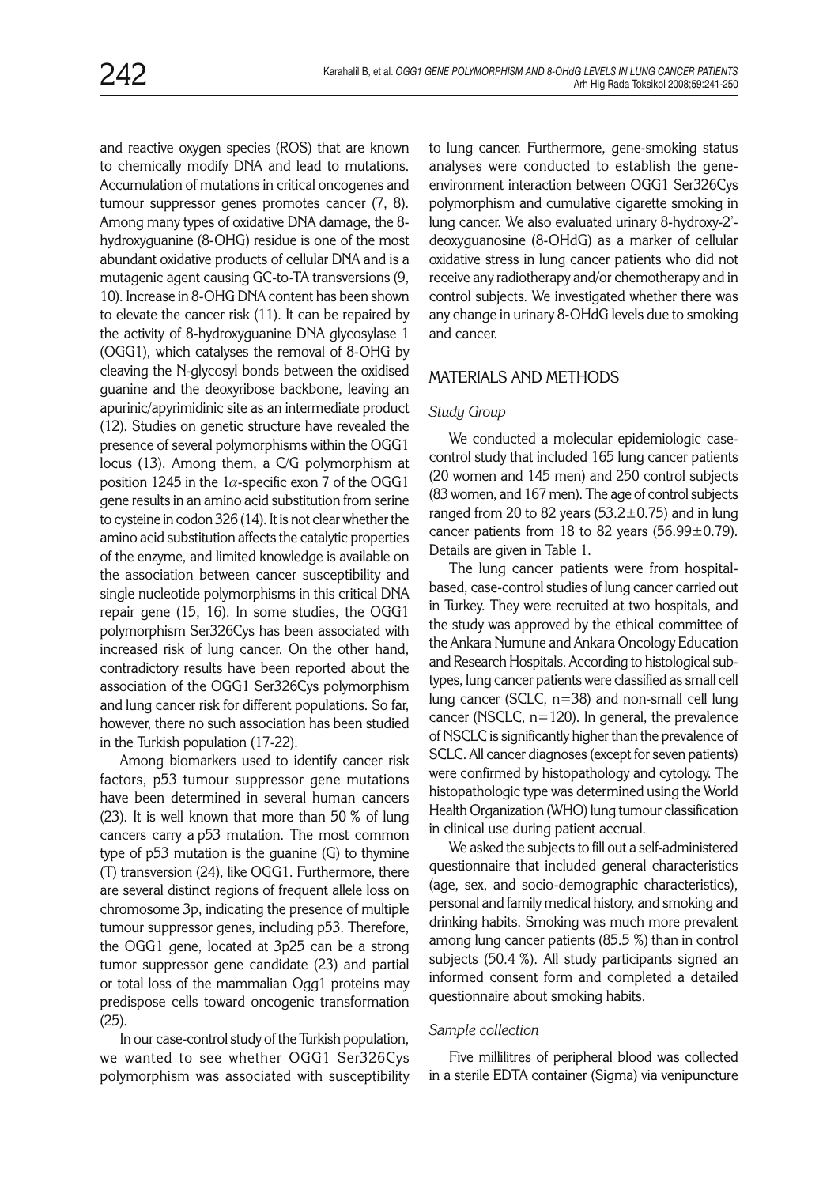and reactive oxygen species (ROS) that are known to chemically modify DNA and lead to mutations. Accumulation of mutations in critical oncogenes and tumour suppressor genes promotes cancer (7, 8). Among many types of oxidative DNA damage, the 8-hydroxyguanine (8-OHG) residue is one of the most abundant oxidative products of cellular DNA and is a mutagenic agent causing GC-to-TA transversions (9, 10). Increase in 8-OHG DNA content has been shown to elevate the cancer risk (11). It can be repaired by the activity of 8-hydroxyguanine DNA glycosylase 1 (OGG1), which catalyses the removal of 8-OHG by cleaving the N-glycosyl bonds between the oxidised guanine and the deoxyribose backbone, leaving an apurinic/apyrimidinic site as an intermediate product (12). Studies on genetic structure have revealed the presence of several polymorphisms within the OGG1 locus (13). Among them, a C/G polymorphism at position 1245 in the 1$\alpha$-specific exon 7 of the OGG1 gene results in an amino acid substitution from serine to cysteine in codon 326 (14). It is not clear whether the amino acid substitution affects the catalytic properties of the enzyme, and limited knowledge is available on the association between cancer susceptibility and single nucleotide polymorphisms in this critical DNA repair gene (15, 16). In some studies, the OGG1 polymorphism Ser326Cys has been associated with increased risk of lung cancer. On the other hand, contradictory results have been reported about the association of the OGG1 Ser326Cys polymorphism and lung cancer risk for different populations. So far, however, there no such association has been studied in the Turkish population (17-22).

Among biomarkers used to identify cancer risk factors, p53 tumour suppressor gene mutations have been determined in several human cancers (23). It is well known that more than 50 % of lung cancers carry a p53 mutation. The most common type of p53 mutation is the guanine (G) to thymine (T) transversion (24), like OGG1. Furthermore, there are several distinct regions of frequent allele loss on chromosome 3p, indicating the presence of multiple tumour suppressor genes, including p53. Therefore, the OGG1 gene, located at 3p25 can be a strong tumor suppressor gene candidate (23) and partial or total loss of the mammalian Ogg1 proteins may predispose cells toward oncogenic transformation (25).

In our case-control study of the Turkish population, we wanted to see whether OGG1 Ser326Cys polymorphism was associated with susceptibility to lung cancer. Furthermore, gene-smoking status analyses were conducted to establish the gene-environment interaction between OGG1 Ser326Cys polymorphism and cumulative cigarette smoking in lung cancer. We also evaluated urinary 8-hydroxy-2'-deoxyguanosine (8-OHdG) as a marker of cellular oxidative stress in lung cancer patients who did not receive any radiotherapy and/or chemotherapy and in control subjects. We investigated whether there was any change in urinary 8-OHdG levels due to smoking and cancer.

## MATERIALS AND METHODS

### *Study Group*

We conducted a molecular epidemiologic case-control study that included 165 lung cancer patients (20 women and 145 men) and 250 control subjects (83 women, and 167 men). The age of control subjects ranged from 20 to 82 years (53.2±0.75) and in lung cancer patients from 18 to 82 years (56.99±0.79). Details are given in Table 1.

The lung cancer patients were from hospital-based, case-control studies of lung cancer carried out in Turkey. They were recruited at two hospitals, and the study was approved by the ethical committee of the Ankara Numune and Ankara Oncology Education and Research Hospitals. According to histological sub-types, lung cancer patients were classified as small cell lung cancer (SCLC, n=38) and non-small cell lung cancer (NSCLC, n=120). In general, the prevalence of NSCLC is significantly higher than the prevalence of SCLC. All cancer diagnoses (except for seven patients) were confirmed by histopathology and cytology. The histopathologic type was determined using the World Health Organization (WHO) lung tumour classification in clinical use during patient accrual.

We asked the subjects to fill out a self-administered questionnaire that included general characteristics (age, sex, and socio-demographic characteristics), personal and family medical history, and smoking and drinking habits. Smoking was much more prevalent among lung cancer patients (85.5 %) than in control subjects (50.4 %). All study participants signed an informed consent form and completed a detailed questionnaire about smoking habits.

### *Sample collection*

Five millilitres of peripheral blood was collected in a sterile EDTA container (Sigma) via venipuncture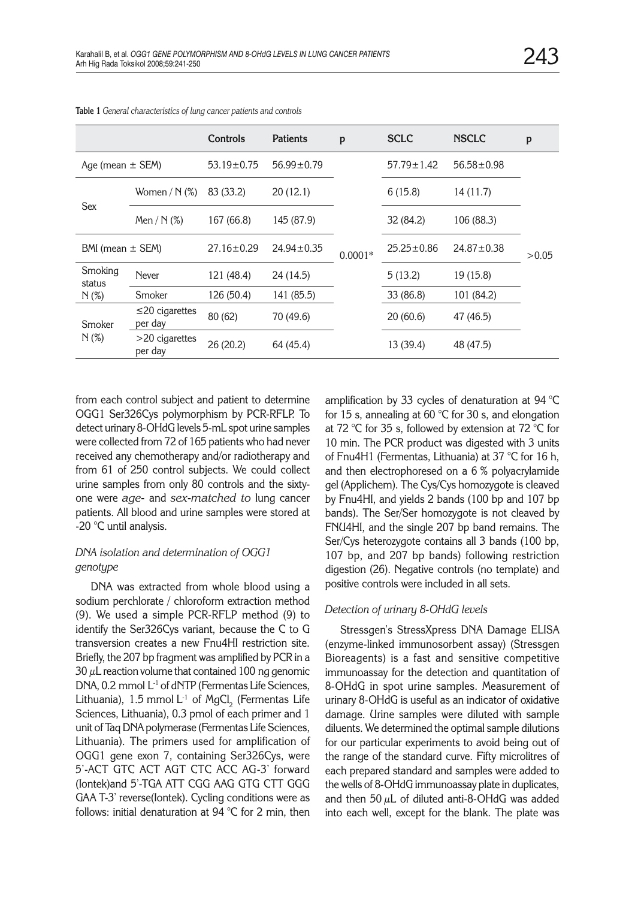**Table 1** *General characteristics of lung cancer patients and controls*

| | | Controls | Patients | p | SCLC | NSCLC | p |
|---|---|---|---|---|---|---|---|
| Age (mean ± SEM) | | 53.19±0.75 | 56.99±0.79 | 0.0001* | 57.79±1.42 | 56.58±0.98 | >0.05 |
| Sex | Women / N (%) | 83 (33.2) | 20 (12.1) | | 6 (15.8) | 14 (11.7) | |
| | Men / N (%) | 167 (66.8) | 145 (87.9) | | 32 (84.2) | 106 (88.3) | |
| BMI (mean ± SEM) | | 27.16±0.29 | 24.94±0.35 | | 25.25±0.86 | 24.87±0.38 | |
| Smoking status N (%) | Never | 121 (48.4) | 24 (14.5) | | 5 (13.2) | 19 (15.8) | |
| | Smoker | 126 (50.4) | 141 (85.5) | | 33 (86.8) | 101 (84.2) | |
| Smoker N (%) | ≤20 cigarettes per day | 80 (62) | 70 (49.6) | | 20 (60.6) | 47 (46.5) | |
| | >20 cigarettes per day | 26 (20.2) | 64 (45.4) | | 13 (39.4) | 48 (47.5) | |

from each control subject and patient to determine OGG1 Ser326Cys polymorphism by PCR-RFLP. To detect urinary 8-OHdG levels 5-mL spot urine samples were collected from 72 of 165 patients who had never received any chemotherapy and/or radiotherapy and from 61 of 250 control subjects. We could collect urine samples from only 80 controls and the sixty-one were *age-* and *sex-matched to* lung cancer patients. All blood and urine samples were stored at -20 °C until analysis.

### *DNA isolation and determination of OGG1 genotype*

DNA was extracted from whole blood using a sodium perchlorate / chloroform extraction method (9). We used a simple PCR-RFLP method (9) to identify the Ser326Cys variant, because the C to G transversion creates a new Fnu4HI restriction site. Briefly, the 207 bp fragment was amplified by PCR in a 30 μL reaction volume that contained 100 ng genomic DNA, 0.2 mmol $L^{-1}$ of dNTP (Fermentas Life Sciences, Lithuania), 1.5 mmol $L^{-1}$ of $MgCl_2$ (Fermentas Life Sciences, Lithuania), 0.3 pmol of each primer and 1 unit of Taq DNA polymerase (Fermentas Life Sciences, Lithuania). The primers used for amplification of OGG1 gene exon 7, containing Ser326Cys, were 5'-ACT GTC ACT AGT CTC ACC AG-3' forward (Iontek)and 5'-TGA ATT CGG AAG GTG CTT GGG GAA T-3' reverse(Iontek). Cycling conditions were as follows: initial denaturation at 94 °C for 2 min, then amplification by 33 cycles of denaturation at 94 °C for 15 s, annealing at 60 °C for 30 s, and elongation at 72 °C for 35 s, followed by extension at 72 °C for 10 min. The PCR product was digested with 3 units of Fnu4H1 (Fermentas, Lithuania) at 37 °C for 16 h, and then electrophoresed on a 6 % polyacrylamide gel (Applichem). The Cys/Cys homozygote is cleaved by Fnu4HI, and yields 2 bands (100 bp and 107 bp bands). The Ser/Ser homozygote is not cleaved by FNU4HI, and the single 207 bp band remains. The Ser/Cys heterozygote contains all 3 bands (100 bp, 107 bp, and 207 bp bands) following restriction digestion (26). Negative controls (no template) and positive controls were included in all sets.

### *Detection of urinary 8-OHdG levels*

Stressgen's StressXpress DNA Damage ELISA (enzyme-linked immunosorbent assay) (Stressgen Bioreagents) is a fast and sensitive competitive immunoassay for the detection and quantitation of 8-OHdG in spot urine samples. Measurement of urinary 8-OHdG is useful as an indicator of oxidative damage. Urine samples were diluted with sample diluents. We determined the optimal sample dilutions for our particular experiments to avoid being out of the range of the standard curve. Fifty microlitres of each prepared standard and samples were added to the wells of 8-OHdG immunoassay plate in duplicates, and then 50 μL of diluted anti-8-OHdG was added into each well, except for the blank. The plate was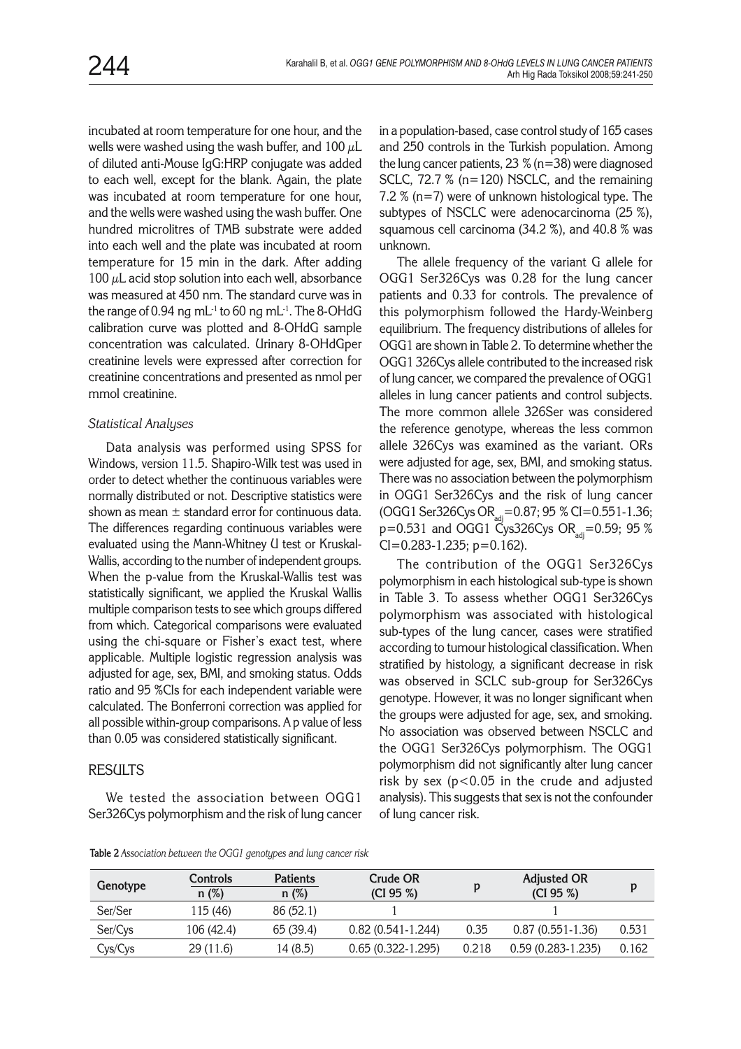incubated at room temperature for one hour, and the wells were washed using the wash buffer, and 100 μL of diluted anti-Mouse IgG:HRP conjugate was added to each well, except for the blank. Again, the plate was incubated at room temperature for one hour, and the wells were washed using the wash buffer. One hundred microlitres of TMB substrate were added into each well and the plate was incubated at room temperature for 15 min in the dark. After adding 100 μL acid stop solution into each well, absorbance was measured at 450 nm. The standard curve was in the range of 0.94 ng $mL^{-1}$ to 60 ng $mL^{-1}$. The 8-OHdG calibration curve was plotted and 8-OHdG sample concentration was calculated. Urinary 8-OHdGper creatinine levels were expressed after correction for creatinine concentrations and presented as nmol per mmol creatinine.

### *Statistical Analyses*

Data analysis was performed using SPSS for Windows, version 11.5. Shapiro-Wilk test was used in order to detect whether the continuous variables were normally distributed or not. Descriptive statistics were shown as mean ± standard error for continuous data. The differences regarding continuous variables were evaluated using the Mann-Whitney U test or Kruskal-Wallis, according to the number of independent groups. When the p-value from the Kruskal-Wallis test was statistically significant, we applied the Kruskal Wallis multiple comparison tests to see which groups differed from which. Categorical comparisons were evaluated using the chi-square or Fisher's exact test, where applicable. Multiple logistic regression analysis was adjusted for age, sex, BMI, and smoking status. Odds ratio and 95 %CIs for each independent variable were calculated. The Bonferroni correction was applied for all possible within-group comparisons. A p value of less than 0.05 was considered statistically significant.

## RESULTS

We tested the association between OGG1 Ser326Cys polymorphism and the risk of lung cancer in a population-based, case control study of 165 cases and 250 controls in the Turkish population. Among the lung cancer patients, 23 % (n=38) were diagnosed SCLC, 72.7 % (n=120) NSCLC, and the remaining 7.2 % (n=7) were of unknown histological type. The subtypes of NSCLC were adenocarcinoma (25 %), squamous cell carcinoma (34.2 %), and 40.8 % was unknown.

The allele frequency of the variant G allele for OGG1 Ser326Cys was 0.28 for the lung cancer patients and 0.33 for controls. The prevalence of this polymorphism followed the Hardy-Weinberg equilibrium. The frequency distributions of alleles for OGG1 are shown in Table 2. To determine whether the OGG1 326Cys allele contributed to the increased risk of lung cancer, we compared the prevalence of OGG1 alleles in lung cancer patients and control subjects. The more common allele 326Ser was considered the reference genotype, whereas the less common allele 326Cys was examined as the variant. ORs were adjusted for age, sex, BMI, and smoking status. There was no association between the polymorphism in OGG1 Ser326Cys and the risk of lung cancer (OGG1 Ser326Cys $OR_{adj}$=0.87; 95 % CI=0.551-1.36; p=0.531 and OGG1 Cys326Cys $OR_{adj}$=0.59; 95 % CI=0.283-1.235; p=0.162).

The contribution of the OGG1 Ser326Cys polymorphism in each histological sub-type is shown in Table 3. To assess whether OGG1 Ser326Cys polymorphism was associated with histological sub-types of the lung cancer, cases were stratified according to tumour histological classification. When stratified by histology, a significant decrease in risk was observed in SCLC sub-group for Ser326Cys genotype. However, it was no longer significant when the groups were adjusted for age, sex, and smoking. No association was observed between NSCLC and the OGG1 Ser326Cys polymorphism. The OGG1 polymorphism did not significantly alter lung cancer risk by sex ($p<0.05$ in the crude and adjusted analysis). This suggests that sex is not the confounder of lung cancer risk.

**Table 2** *Association between the OGG1 genotypes and lung cancer risk*

| Genotype | Controls n (%) | Patients n (%) | Crude OR (CI 95 %) | p | Adjusted OR (CI 95 %) | p |
|---|---|---|---|---|---|---|
| Ser/Ser | 115 (46) | 86 (52.1) | 1 | | 1 | |
| Ser/Cys | 106 (42.4) | 65 (39.4) | 0.82 (0.541-1.244) | 0.35 | 0.87 (0.551-1.36) | 0.531 |
| Cys/Cys | 29 (11.6) | 14 (8.5) | 0.65 (0.322-1.295) | 0.218 | 0.59 (0.283-1.235) | 0.162 |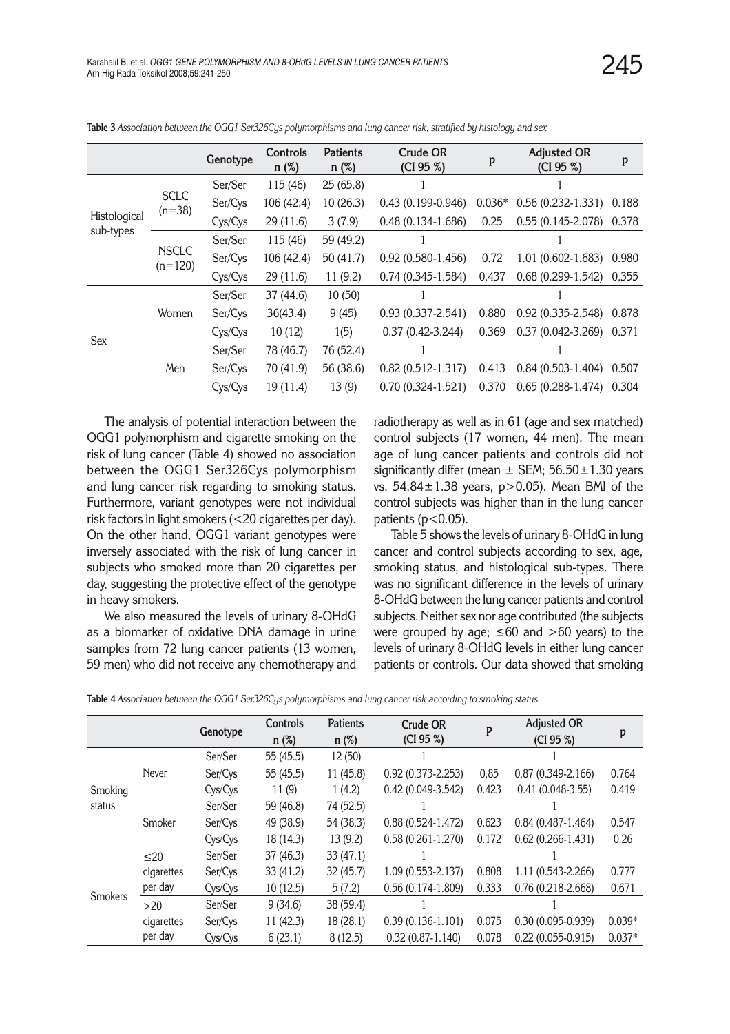**Table 3** *Association between the OGG1 Ser326Cys polymorphisms and lung cancer risk, stratified by histology and sex*

| | | Genotype | Controls n (%) | Patients n (%) | Crude OR (CI 95 %) | p | Adjusted OR (CI 95 %) | p |
|---|---|---|---|---|---|---|---|---|
| Histological sub-types | SCLC (n=38) | Ser/Ser | 115 (46) | 25 (65.8) | 1 | | 1 | |
| | | Ser/Cys | 106 (42.4) | 10 (26.3) | 0.43 (0.199-0.946) | 0.036* | 0.56 (0.232-1.331) | 0.188 |
| | | Cys/Cys | 29 (11.6) | 3 (7.9) | 0.48 (0.134-1.686) | 0.25 | 0.55 (0.145-2.078) | 0.378 |
| | NSCLC (n=120) | Ser/Ser | 115 (46) | 59 (49.2) | 1 | | 1 | |
| | | Ser/Cys | 106 (42.4) | 50 (41.7) | 0.92 (0.580-1.456) | 0.72 | 1.01 (0.602-1.683) | 0.980 |
| | | Cys/Cys | 29 (11.6) | 11 (9.2) | 0.74 (0.345-1.584) | 0.437 | 0.68 (0.299-1.542) | 0.355 |
| Sex | Women | Ser/Ser | 37 (44.6) | 10 (50) | 1 | | 1 | |
| | | Ser/Cys | 36(43.4) | 9 (45) | 0.93 (0.337-2.541) | 0.880 | 0.92 (0.335-2.548) | 0.878 |
| | | Cys/Cys | 10 (12) | 1(5) | 0.37 (0.42-3.244) | 0.369 | 0.37 (0.042-3.269) | 0.371 |
| | Men | Ser/Ser | 78 (46.7) | 76 (52.4) | 1 | | 1 | |
| | | Ser/Cys | 70 (41.9) | 56 (38.6) | 0.82 (0.512-1.317) | 0.413 | 0.84 (0.503-1.404) | 0.507 |
| | | Cys/Cys | 19 (11.4) | 13 (9) | 0.70 (0.324-1.521) | 0.370 | 0.65 (0.288-1.474) | 0.304 |

The analysis of potential interaction between the OGG1 polymorphism and cigarette smoking on the risk of lung cancer (Table 4) showed no association between the OGG1 Ser326Cys polymorphism and lung cancer risk regarding to smoking status. Furthermore, variant genotypes were not individual risk factors in light smokers (<20 cigarettes per day). On the other hand, OGG1 variant genotypes were inversely associated with the risk of lung cancer in subjects who smoked more than 20 cigarettes per day, suggesting the protective effect of the genotype in heavy smokers.

We also measured the levels of urinary 8-OHdG as a biomarker of oxidative DNA damage in urine samples from 72 lung cancer patients (13 women, 59 men) who did not receive any chemotherapy and radiotherapy as well as in 61 (age and sex matched) control subjects (17 women, 44 men). The mean age of lung cancer patients and controls did not significantly differ (mean ± SEM; 56.50±1.30 years vs. 54.84±1.38 years, $p>0.05$). Mean BMI of the control subjects was higher than in the lung cancer patients ($p<0.05$).

Table 5 shows the levels of urinary 8-OHdG in lung cancer and control subjects according to sex, age, smoking status, and histological sub-types. There was no significant difference in the levels of urinary 8-OHdG between the lung cancer patients and control subjects. Neither sex nor age contributed (the subjects were grouped by age; ≤60 and >60 years) to the levels of urinary 8-OHdG levels in either lung cancer patients or controls. Our data showed that smoking

**Table 4** *Association between the OGG1 Ser326Cys polymorphisms and lung cancer risk according to smoking status*

| | | Genotype | Controls n (%) | Patients n (%) | Crude OR (CI 95 %) | P | Adjusted OR (CI 95 %) | p |
|---|---|---|---|---|---|---|---|---|
| Smoking status | Never | Ser/Ser | 55 (45.5) | 12 (50) | 1 | | 1 | |
| | | Ser/Cys | 55 (45.5) | 11 (45.8) | 0.92 (0.373-2.253) | 0.85 | 0.87 (0.349-2.166) | 0.764 |
| | | Cys/Cys | 11 (9) | 1 (4.2) | 0.42 (0.049-3.542) | 0.423 | 0.41 (0.048-3.55) | 0.419 |
| | Smoker | Ser/Ser | 59 (46.8) | 74 (52.5) | 1 | | 1 | |
| | | Ser/Cys | 49 (38.9) | 54 (38.3) | 0.88 (0.524-1.472) | 0.623 | 0.84 (0.487-1.464) | 0.547 |
| | | Cys/Cys | 18 (14.3) | 13 (9.2) | 0.58 (0.261-1.270) | 0.172 | 0.62 (0.266-1.431) | 0.26 |
| Smokers | ≤20 cigarettes per day | Ser/Ser | 37 (46.3) | 33 (47.1) | 1 | | 1 | |
| | | Ser/Cys | 33 (41.2) | 32 (45.7) | 1.09 (0.553-2.137) | 0.808 | 1.11 (0.543-2.266) | 0.777 |
| | | Cys/Cys | 10 (12.5) | 5 (7.2) | 0.56 (0.174-1.809) | 0.333 | 0.76 (0.218-2.668) | 0.671 |
| | >20 cigarettes per day | Ser/Ser | 9 (34.6) | 38 (59.4) | 1 | | 1 | |
| | | Ser/Cys | 11 (42.3) | 18 (28.1) | 0.39 (0.136-1.101) | 0.075 | 0.30 (0.095-0.939) | 0.039* |
| | | Cys/Cys | 6 (23.1) | 8 (12.5) | 0.32 (0.87-1.140) | 0.078 | 0.22 (0.055-0.915) | 0.037* |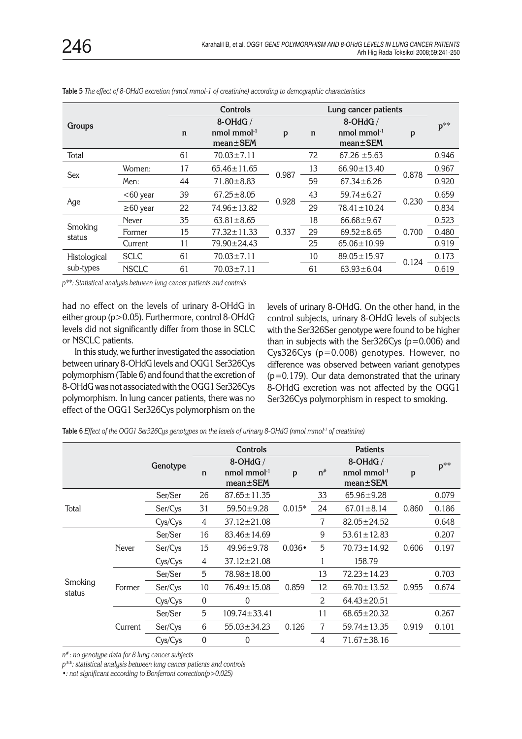**Table 5** *The effect of 8-OHdG excretion (nmol mmol-1 of creatinine) according to demographic characteristics*

| Groups | | Controls | | | Lung cancer patients | | | $p^{**}$ |
|---|---|---|---|---|---|---|---|---|
| | | n | 8-OHdG / nmol mmol$^{-1}$ mean±SEM | p | n | 8-OHdG / nmol mmol$^{-1}$ mean±SEM | p | |
| Total | | 61 | 70.03±7.11 | | 72 | 67.26 ±5.63 | | 0.946 |
| Sex | Women: | 17 | 65.46±11.65 | 0.987 | 13 | 66.90±13.40 | 0.878 | 0.967 |
| | Men: | 44 | 71.80±8.83 | | 59 | 67.34±6.26 | | 0.920 |
| Age | <60 year | 39 | 67.25±8.05 | 0.928 | 43 | 59.74±6.27 | 0.230 | 0.659 |
| | ≥60 year | 22 | 74.96±13.82 | | 29 | 78.41±10.24 | | 0.834 |
| Smoking status | Never | 35 | 63.81±8.65 | 0.337 | 18 | 66.68±9.67 | 0.700 | 0.523 |
| | Former | 15 | 77.32±11.33 | | 29 | 69.52±8.65 | | 0.480 |
| | Current | 11 | 79.90±24.43 | | 25 | 65.06±10.99 | | 0.919 |
| Histological sub-types | SCLC | 61 | 70.03±7.11 | | 10 | 89.05±15.97 | 0.124 | 0.173 |
| | NSCLC | 61 | 70.03±7.11 | | 61 | 63.93±6.04 | | 0.619 |

*p\*\*: Statistical analysis between lung cancer patients and controls*

had no effect on the levels of urinary 8-OHdG in either group (p>0.05). Furthermore, control 8-OHdG levels did not significantly differ from those in SCLC or NSCLC patients.

In this study, we further investigated the association between urinary 8-OHdG levels and OGG1 Ser326Cys polymorphism (Table 6) and found that the excretion of 8-OHdG was not associated with the OGG1 Ser326Cys polymorphism. In lung cancer patients, there was no effect of the OGG1 Ser326Cys polymorphism on the levels of urinary 8-OHdG. On the other hand, in the control subjects, urinary 8-OHdG levels of subjects with the Ser326Ser genotype were found to be higher than in subjects with the Ser326Cys (p=0.006) and Cys326Cys (p=0.008) genotypes. However, no difference was observed between variant genotypes (p=0.179). Our data demonstrated that the urinary 8-OHdG excretion was not affected by the OGG1 Ser326Cys polymorphism in respect to smoking.

**Table 6** *Effect of the OGG1 Ser326Cys genotypes on the levels of urinary 8-OHdG (nmol mmol$^{-1}$ of creatinine)*

| | | Genotype | Controls | | | Patients | | | $p^{**}$ |
|---|---|---|---|---|---|---|---|---|---|
| | | | n | 8-OHdG / nmol mmol$^{-1}$ mean±SEM | p | n$^{\#}$ | 8-OHdG / nmol mmol$^{-1}$ mean±SEM | p | |
| Total | | Ser/Ser | 26 | 87.65±11.35 | 0.015* | 33 | 65.96±9.28 | 0.860 | 0.079 |
| | | Ser/Cys | 31 | 59.50±9.28 | | 24 | 67.01±8.14 | | 0.186 |
| | | Cys/Cys | 4 | 37.12±21.08 | | 7 | 82.05±24.52 | | 0.648 |
| Smoking status | Never | Ser/Ser | 16 | 83.46±14.69 | 0.036• | 9 | 53.61±12.83 | 0.606 | 0.207 |
| | | Ser/Cys | 15 | 49.96±9.78 | | 5 | 70.73±14.92 | | 0.197 |
| | | Cys/Cys | 4 | 37.12±21.08 | | 1 | 158.79 | | |
| | Former | Ser/Ser | 5 | 78.98±18.00 | 0.859 | 13 | 72.23±14.23 | 0.955 | 0.703 |
| | | Ser/Cys | 10 | 76.49±15.08 | | 12 | 69.70±13.52 | | 0.674 |
| | | Cys/Cys | 0 | 0 | | 2 | 64.43±20.51 | | |
| | Current | Ser/Ser | 5 | 109.74±33.41 | 0.126 | 11 | 68.65±20.32 | 0.919 | 0.267 |
| | | Ser/Cys | 6 | 55.03±34.23 | | 7 | 59.74±13.35 | | 0.101 |
| | | Cys/Cys | 0 | 0 | | 4 | 71.67±38.16 | | |

*n$^{\#}$: no genotype data for 8 lung cancer subjects*

*p\*\*: statistical analysis between lung cancer patients and controls*

*•: not significant according to Bonferroni correction(p>0.025)*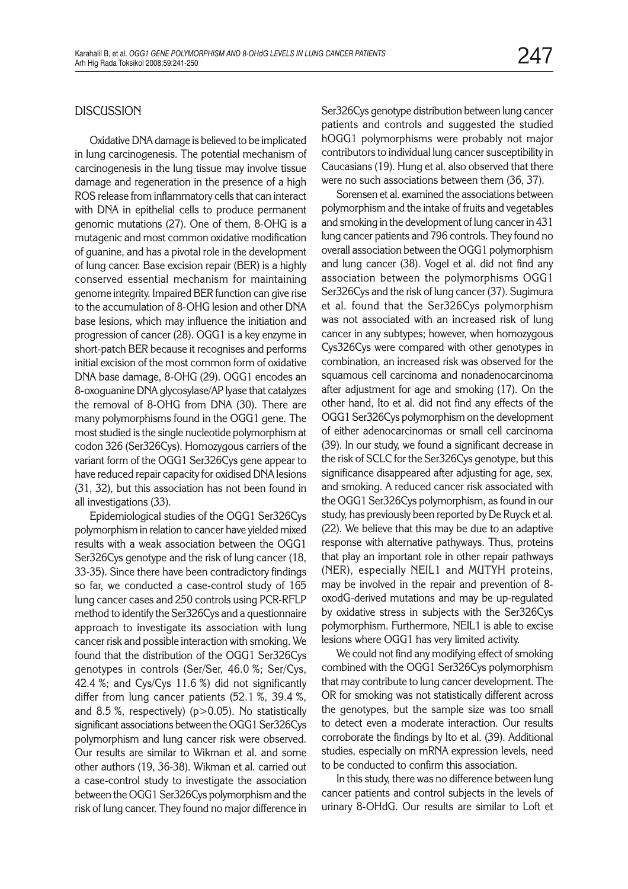## DISCUSSION

Oxidative DNA damage is believed to be implicated in lung carcinogenesis. The potential mechanism of carcinogenesis in the lung tissue may involve tissue damage and regeneration in the presence of a high ROS release from inflammatory cells that can interact with DNA in epithelial cells to produce permanent genomic mutations (27). One of them, 8-OHG is a mutagenic and most common oxidative modification of guanine, and has a pivotal role in the development of lung cancer. Base excision repair (BER) is a highly conserved essential mechanism for maintaining genome integrity. Impaired BER function can give rise to the accumulation of 8-OHG lesion and other DNA base lesions, which may influence the initiation and progression of cancer (28). OGG1 is a key enzyme in short-patch BER because it recognises and performs initial excision of the most common form of oxidative DNA base damage, 8-OHG (29). OGG1 encodes an 8-oxoguanine DNA glycosylase/AP lyase that catalyzes the removal of 8-OHG from DNA (30). There are many polymorphisms found in the OGG1 gene. The most studied is the single nucleotide polymorphism at codon 326 (Ser326Cys). Homozygous carriers of the variant form of the OGG1 Ser326Cys gene appear to have reduced repair capacity for oxidised DNA lesions (31, 32), but this association has not been found in all investigations (33).

Epidemiological studies of the OGG1 Ser326Cys polymorphism in relation to cancer have yielded mixed results with a weak association between the OGG1 Ser326Cys genotype and the risk of lung cancer (18, 33-35). Since there have been contradictory findings so far, we conducted a case-control study of 165 lung cancer cases and 250 controls using PCR-RFLP method to identify the Ser326Cys and a questionnaire approach to investigate its association with lung cancer risk and possible interaction with smoking. We found that the distribution of the OGG1 Ser326Cys genotypes in controls (Ser/Ser, 46.0 %; Ser/Cys, 42.4 %; and Cys/Cys 11.6 %) did not significantly differ from lung cancer patients (52.1 %, 39.4 %, and 8.5 %, respectively) ($p>0.05$). No statistically significant associations between the OGG1 Ser326Cys polymorphism and lung cancer risk were observed. Our results are similar to Wikman et al. and some other authors (19, 36-38). Wikman et al. carried out a case-control study to investigate the association between the OGG1 Ser326Cys polymorphism and the risk of lung cancer. They found no major difference in Ser326Cys genotype distribution between lung cancer patients and controls and suggested the studied hOGG1 polymorphisms were probably not major contributors to individual lung cancer susceptibility in Caucasians (19). Hung et al. also observed that there were no such associations between them (36, 37).

Sorensen et al. examined the associations between polymorphism and the intake of fruits and vegetables and smoking in the development of lung cancer in 431 lung cancer patients and 796 controls. They found no overall association between the OGG1 polymorphism and lung cancer (38). Vogel et al. did not find any association between the polymorphisms OGG1 Ser326Cys and the risk of lung cancer (37). Sugimura et al. found that the Ser326Cys polymorphism was not associated with an increased risk of lung cancer in any subtypes; however, when homozygous Cys326Cys were compared with other genotypes in combination, an increased risk was observed for the squamous cell carcinoma and nonadenocarcinoma after adjustment for age and smoking (17). On the other hand, Ito et al. did not find any effects of the OGG1 Ser326Cys polymorphism on the development of either adenocarcinomas or small cell carcinoma (39). In our study, we found a significant decrease in the risk of SCLC for the Ser326Cys genotype, but this significance disappeared after adjusting for age, sex, and smoking. A reduced cancer risk associated with the OGG1 Ser326Cys polymorphism, as found in our study, has previously been reported by De Ruyck et al. (22). We believe that this may be due to an adaptive response with alternative pathways. Thus, proteins that play an important role in other repair pathways (NER), especially NEIL1 and MUTYH proteins, may be involved in the repair and prevention of 8-oxodG-derived mutations and may be up-regulated by oxidative stress in subjects with the Ser326Cys polymorphism. Furthermore, NEIL1 is able to excise lesions where OGG1 has very limited activity.

We could not find any modifying effect of smoking combined with the OGG1 Ser326Cys polymorphism that may contribute to lung cancer development. The OR for smoking was not statistically different across the genotypes, but the sample size was too small to detect even a moderate interaction. Our results corroborate the findings by Ito et al. (39). Additional studies, especially on mRNA expression levels, need to be conducted to confirm this association.

In this study, there was no difference between lung cancer patients and control subjects in the levels of urinary 8-OHdG. Our results are similar to Loft et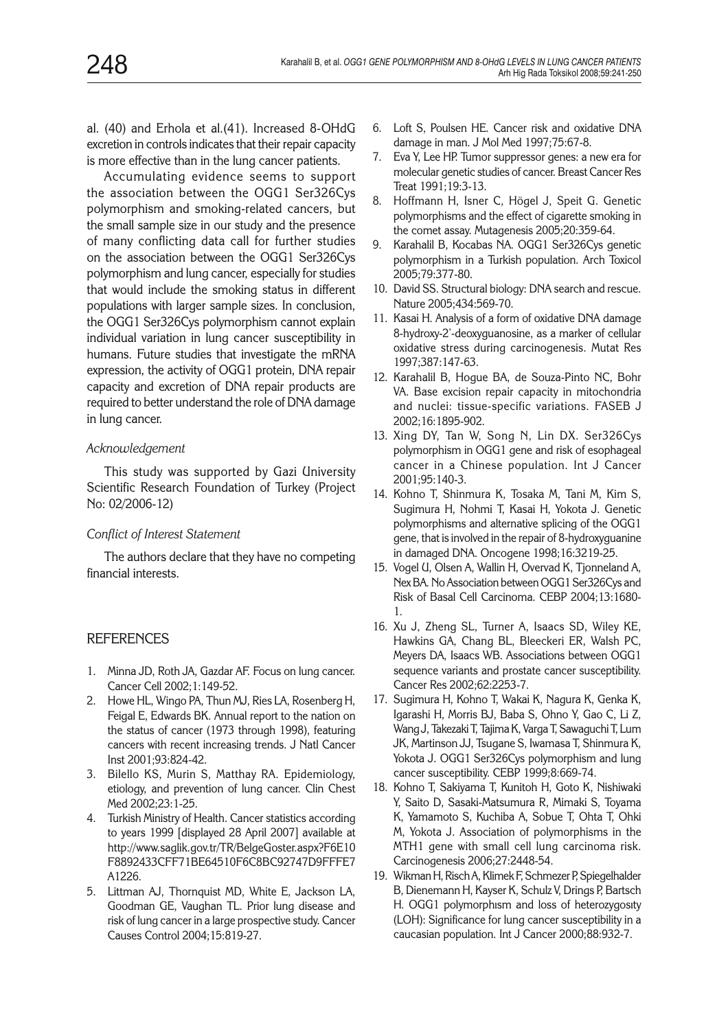al. (40) and Erhola et al.(41). Increased 8-OHdG excretion in controls indicates that their repair capacity is more effective than in the lung cancer patients.

Accumulating evidence seems to support the association between the OGG1 Ser326Cys polymorphism and smoking-related cancers, but the small sample size in our study and the presence of many conflicting data call for further studies on the association between the OGG1 Ser326Cys polymorphism and lung cancer, especially for studies that would include the smoking status in different populations with larger sample sizes. In conclusion, the OGG1 Ser326Cys polymorphism cannot explain individual variation in lung cancer susceptibility in humans. Future studies that investigate the mRNA expression, the activity of OGG1 protein, DNA repair capacity and excretion of DNA repair products are required to better understand the role of DNA damage in lung cancer.

*Acknowledgement*

This study was supported by Gazi University Scientific Research Foundation of Turkey (Project No: 02/2006-12)

*Conflict of Interest Statement*

The authors declare that they have no competing financial interests.

## REFERENCES

1. Minna JD, Roth JA, Gazdar AF. Focus on lung cancer. Cancer Cell 2002;1:149-52.
2. Howe HL, Wingo PA, Thun MJ, Ries LA, Rosenberg H, Feigal E, Edwards BK. Annual report to the nation on the status of cancer (1973 through 1998), featuring cancers with recent increasing trends. J Natl Cancer Inst 2001;93:824-42.
3. Bilello KS, Murin S, Matthay RA. Epidemiology, etiology, and prevention of lung cancer. Clin Chest Med 2002;23:1-25.
4. Turkish Ministry of Health. Cancer statistics according to years 1999 [displayed 28 April 2007] available at http://www.saglik.gov.tr/TR/BelgeGoster.aspx?F6E10F8892433CFF71BE64510F6C8BC92747D9FFFE7A1226.
5. Littman AJ, Thornquist MD, White E, Jackson LA, Goodman GE, Vaughan TL. Prior lung disease and risk of lung cancer in a large prospective study. Cancer Causes Control 2004;15:819-27.
6. Loft S, Poulsen HE. Cancer risk and oxidative DNA damage in man. J Mol Med 1997;75:67-8.
7. Eva Y, Lee HP. Tumor suppressor genes: a new era for molecular genetic studies of cancer. Breast Cancer Res Treat 1991;19:3-13.
8. Hoffmann H, Isner C, Högel J, Speit G. Genetic polymorphisms and the effect of cigarette smoking in the comet assay. Mutagenesis 2005;20:359-64.
9. Karahalil B, Kocabas NA. OGG1 Ser326Cys genetic polymorphism in a Turkish population. Arch Toxicol 2005;79:377-80.
10. David SS. Structural biology: DNA search and rescue. Nature 2005;434:569-70.
11. Kasai H. Analysis of a form of oxidative DNA damage 8-hydroxy-2'-deoxyguanosine, as a marker of cellular oxidative stress during carcinogenesis. Mutat Res 1997;387:147-63.
12. Karahalil B, Hogue BA, de Souza-Pinto NC, Bohr VA. Base excision repair capacity in mitochondria and nuclei: tissue-specific variations. FASEB J 2002;16:1895-902.
13. Xing DY, Tan W, Song N, Lin DX. Ser326Cys polymorphism in OGG1 gene and risk of esophageal cancer in a Chinese population. Int J Cancer 2001;95:140-3.
14. Kohno T, Shinmura K, Tosaka M, Tani M, Kim S, Sugimura H, Nohmi T, Kasai H, Yokota J. Genetic polymorphisms and alternative splicing of the OGG1 gene, that is involved in the repair of 8-hydroxyguanine in damaged DNA. Oncogene 1998;16:3219-25.
15. Vogel U, Olsen A, Wallin H, Overvad K, Tjonneland A, Nex BA. No Association between OGG1 Ser326Cys and Risk of Basal Cell Carcinoma. CEBP 2004;13:1680-1.
16. Xu J, Zheng SL, Turner A, Isaacs SD, Wiley KE, Hawkins GA, Chang BL, Bleeckeri ER, Walsh PC, Meyers DA, Isaacs WB. Associations between OGG1 sequence variants and prostate cancer susceptibility. Cancer Res 2002;62:2253-7.
17. Sugimura H, Kohno T, Wakai K, Nagura K, Genka K, Igarashi H, Morris BJ, Baba S, Ohno Y, Gao C, Li Z, Wang J, Takezaki T, Tajima K, Varga T, Sawaguchi T, Lum JK, Martinson JJ, Tsugane S, Iwamasa T, Shinmura K, Yokota J. OGG1 Ser326Cys polymorphism and lung cancer susceptibility. CEBP 1999;8:669-74.
18. Kohno T, Sakiyama T, Kunitoh H, Goto K, Nishiwaki Y, Saito D, Sasaki-Matsumura R, Mimaki S, Toyama K, Yamamoto S, Kuchiba A, Sobue T, Ohta T, Ohki M, Yokota J. Association of polymorphisms in the MTH1 gene with small cell lung carcinoma risk. Carcinogenesis 2006;27:2448-54.
19. Wikman H, Risch A, Klimek F, Schmezer P, Spiegelhalder B, Dienemann H, Kayser K, Schulz V, Drings P, Bartsch H. OGG1 polymorphısm and loss of heterozygosıty (LOH): Significance for lung cancer susceptibility in a caucasian population. Int J Cancer 2000;88:932-7.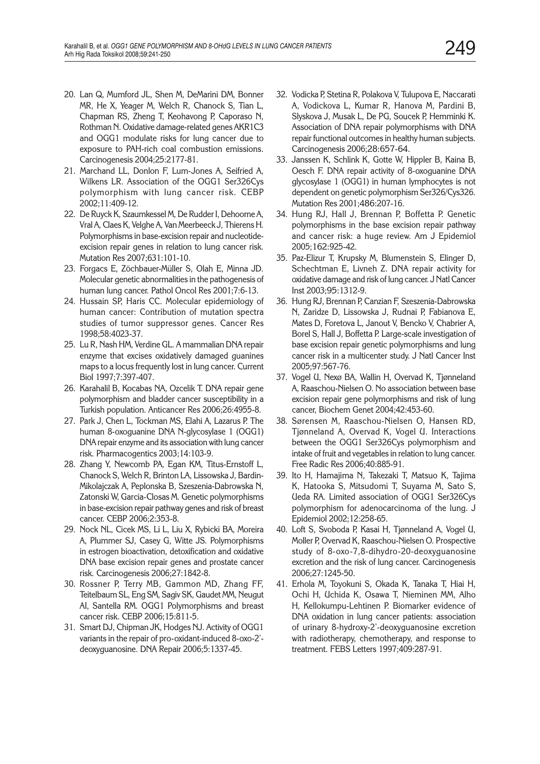20. Lan Q, Mumford JL, Shen M, DeMarini DM, Bonner MR, He X, Yeager M, Welch R, Chanock S, Tian L, Chapman RS, Zheng T, Keohavong P, Caporaso N, Rothman N. Oxidative damage-related genes AKR1C3 and OGG1 modulate risks for lung cancer due to exposure to PAH-rich coal combustion emissions. Carcinogenesis 2004;25:2177-81.
21. Marchand LL, Donlon F, Lum-Jones A, Seifried A, Wilkens LR. Association of the OGG1 Ser326Cys polymorphism with lung cancer risk. CEBP 2002;11:409-12.
22. De Ruyck K, Szaumkessel M, De Rudder I, Dehoorne A, Vral A, Claes K, Velghe A, Van Meerbeeck J, Thierens H. Polymorphisms in base-excision repair and nucleotide-excision repair genes in relation to lung cancer risk. Mutation Res 2007;631:101-10.
23. Forgacs E, Zöchbauer-Müller S, Olah E, Minna JD. Molecular genetic abnormalities in the pathogenesis of human lung cancer. Pathol Oncol Res 2001;7:6-13.
24. Hussain SP, Haris CC. Molecular epidemiology of human cancer: Contribution of mutation spectra studies of tumor suppressor genes. Cancer Res 1998;58:4023-37.
25. Lu R, Nash HM, Verdine GL. A mammalian DNA repair enzyme that excises oxidatively damaged guanines maps to a locus frequently lost in lung cancer. Current Biol 1997;7:397-407.
26. Karahalil B, Kocabas NA, Ozcelik T. DNA repair gene polymorphism and bladder cancer susceptibility in a Turkish population. Anticancer Res 2006;26:4955-8.
27. Park J, Chen L, Tockman MS, Elahi A, Lazarus P. The human 8-oxoguanine DNA N-glycosylase 1 (OGG1) DNA repair enzyme and its association with lung cancer risk. Pharmacogentics 2003;14:103-9.
28. Zhang Y, Newcomb PA, Egan KM, Titus-Ernstoff L, Chanock S, Welch R, Brinton LA, Lissowska J, Bardin-Mikolajczak A, Peplonska B, Szeszenia-Dabrowska N, Zatonski W, Garcia-Closas M. Genetic polymorphisms in base-excision repair pathway genes and risk of breast cancer. CEBP 2006;2:353-8.
29. Nock NL, Cicek MS, Li L, Liu X, Rybicki BA, Moreira A, Plummer SJ, Casey G, Witte JS. Polymorphisms in estrogen bioactivation, detoxification and oxidative DNA base excision repair genes and prostate cancer risk. Carcinogenesis 2006;27:1842-8.
30. Rossner P, Terry MB, Gammon MD, Zhang FF, Teitelbaum SL, Eng SM, Sagiv SK, Gaudet MM, Neugut AI, Santella RM. OGG1 Polymorphisms and breast cancer risk. CEBP 2006;15:811-5.
31. Smart DJ, Chipman JK, Hodges NJ. Activity of OGG1 variants in the repair of pro-oxidant-induced 8-oxo-2'-deoxyguanosine. DNA Repair 2006;5:1337-45.
32. Vodicka P, Stetina R, Polakova V, Tulupova E, Naccarati A, Vodickova L, Kumar R, Hanova M, Pardini B, Slyskova J, Musak L, De PG, Soucek P, Hemminki K. Association of DNA repair polymorphisms with DNA repair functional outcomes in healthy human subjects. Carcinogenesis 2006;28:657-64.
33. Janssen K, Schlink K, Gotte W, Hippler B, Kaina B, Oesch F. DNA repair activity of 8-oxoguanine DNA glycosylase 1 (OGG1) in human lymphocytes is not dependent on genetic polymorphism Ser326/Cys326. Mutation Res 2001;486:207-16.
34. Hung RJ, Hall J, Brennan P, Boffetta P. Genetic polymorphisms in the base excision repair pathway and cancer risk: a huge review. Am J Epidemiol 2005;162:925-42.
35. Paz-Elizur T, Krupsky M, Blumenstein S, Elinger D, Schechtman E, Livneh Z. DNA repair activity for oxidative damage and risk of lung cancer. J Natl Cancer Inst 2003;95:1312-9.
36. Hung RJ, Brennan P, Canzian F, Szeszenia-Dabrowska N, Zaridze D, Lissowska J, Rudnai P, Fabianova E, Mates D, Foretova L, Janout V, Bencko V, Chabrier A, Borel S, Hall J, Boffetta P. Large-scale investigation of base excision repair genetic polymorphisms and lung cancer risk in a multicenter study. J Natl Cancer Inst 2005;97:567-76.
37. Vogel U, Nexø BA, Wallin H, Overvad K, Tjønneland A, Raaschou-Nielsen O. No association between base excision repair gene polymorphisms and risk of lung cancer, Biochem Genet 2004;42:453-60.
38. Sørensen M, Raaschou-Nielsen O, Hansen RD, Tjønneland A, Overvad K, Vogel U. Interactions between the OGG1 Ser326Cys polymorphism and intake of fruit and vegetables in relation to lung cancer. Free Radic Res 2006;40:885-91.
39. Ito H, Hamajima N, Takezaki T, Matsuo K, Tajima K, Hatooka S, Mitsudomi T, Suyama M, Sato S, Ueda RA. Limited association of OGG1 Ser326Cys polymorphism for adenocarcinoma of the lung. J Epidemiol 2002;12:258-65.
40. Loft S, Svoboda P, Kasai H, Tjønneland A, Vogel U, Moller P, Overvad K, Raaschou-Nielsen O. Prospective study of 8-oxo-7,8-dihydro-20-deoxyguanosine excretion and the risk of lung cancer. Carcinogenesis 2006;27:1245-50.
41. Erhola M, Toyokuni S, Okada K, Tanaka T, Hiai H, Ochi H, Uchida K, Osawa T, Nieminen MM, Alho H, Kellokumpu-Lehtinen P. Biomarker evidence of DNA oxidation in lung cancer patients: association of urinary 8-hydroxy-2'-deoxyguanosine excretion with radiotherapy, chemotherapy, and response to treatment. FEBS Letters 1997;409:287-91.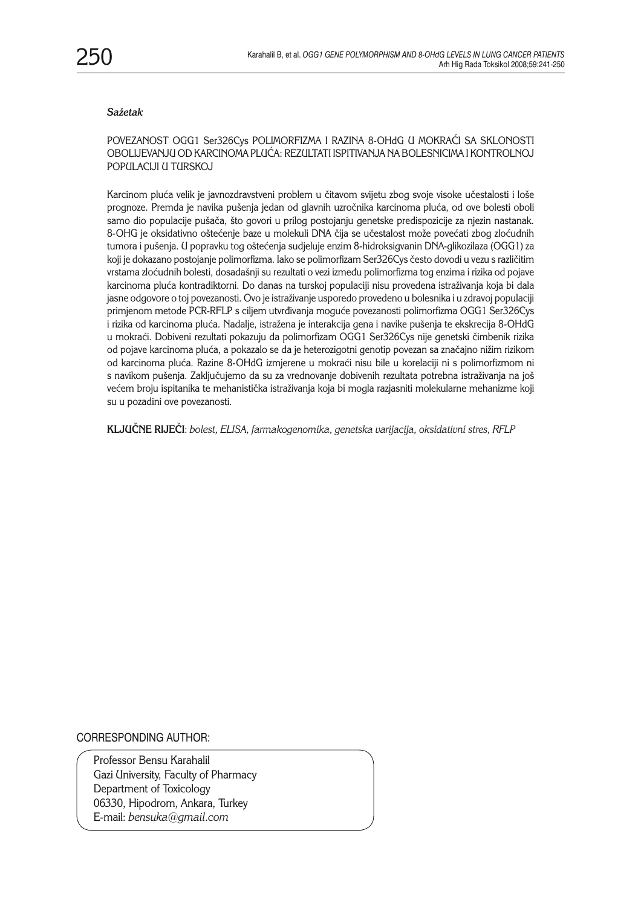### *Sažetak*

POVEZANOST OGG1 Ser326Cys POLIMORFIZMA I RAZINA 8-OHdG U MOKRAĆI SA SKLONOSTI OBOLIJEVANJU OD KARCINOMA PLUĆA: REZULTATI ISPITIVANJA NA BOLESNICIMA I KONTROLNOJ POPULACIJI U TURSKOJ

Karcinom pluća velik je javnozdravstveni problem u čitavom svijetu zbog svoje visoke učestalosti i loše prognoze. Premda je navika pušenja jedan od glavnih uzročnika karcinoma pluća, od ove bolesti oboli samo dio populacije pušača, što govori u prilog postojanju genetske predispozicije za njezin nastanak. 8-OHG je oksidativno oštećenje baze u molekuli DNA čija se učestalost može povećati zbog zloćudnih tumora i pušenja. U popravku tog oštećenja sudjeluje enzim 8-hidroksigvanin DNA-glikozilaza (OGG1) za koji je dokazano postojanje polimorfizma. Iako se polimorfizam Ser326Cys često dovodi u vezu s različitim vrstama zloćudnih bolesti, dosadašnji su rezultati o vezi između polimorfizma tog enzima i rizika od pojave karcinoma pluća kontradiktorni. Do danas na turskoj populaciji nisu provedena istraživanja koja bi dala jasne odgovore o toj povezanosti. Ovo je istraživanje usporedo provedeno u bolesnika i u zdravoj populaciji primjenom metode PCR-RFLP s ciljem utvrđivanja moguće povezanosti polimorfizma OGG1 Ser326Cys i rizika od karcinoma pluća. Nadalje, istražena je interakcija gena i navike pušenja te ekskrecija 8-OHdG u mokraći. Dobiveni rezultati pokazuju da polimorfizam OGG1 Ser326Cys nije genetski čimbenik rizika od pojave karcinoma pluća, a pokazalo se da je heterozigotni genotip povezan sa značajno nižim rizikom od karcinoma pluća. Razine 8-OHdG izmjerene u mokraći nisu bile u korelaciji ni s polimorfizmom ni s navikom pušenja. Zaključujemo da su za vrednovanje dobivenih rezultata potrebna istraživanja na još većem broju ispitanika te mehanistička istraživanja koja bi mogla razjasniti molekularne mehanizme koji su u pozadini ove povezanosti.

**KLJUČNE RIJEČI**: *bolest, ELISA, farmakogenomika, genetska varijacija, oksidativni stres, RFLP*

CORRESPONDING AUTHOR:

Professor Bensu Karahalil
Gazi University, Faculty of Pharmacy
Department of Toxicology
06330, Hipodrom, Ankara, Turkey
E-mail: *bensuka@gmail.com*